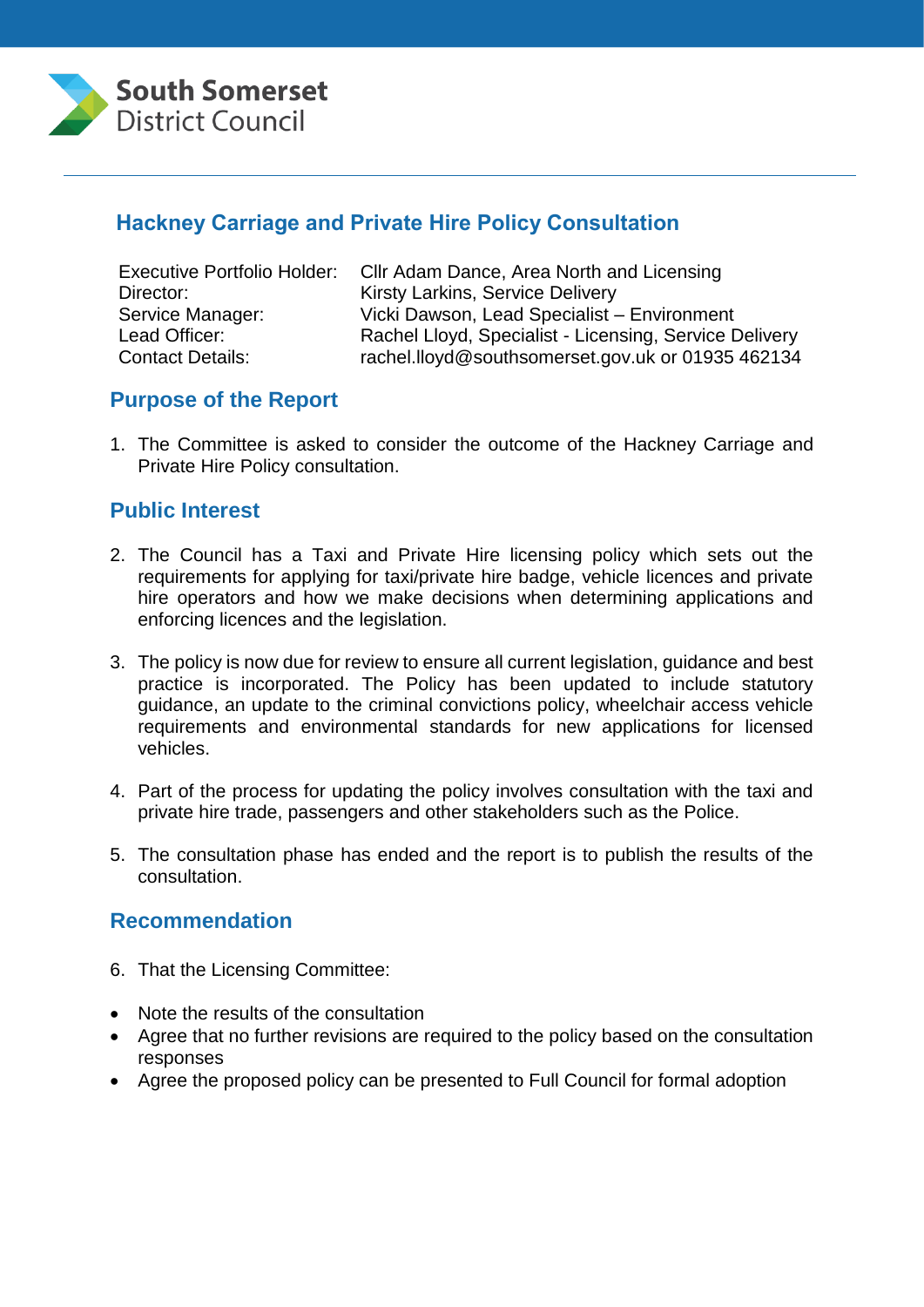South Somerset District Council

# Hackney Carriage and Private Hire Policy Consultation

| | |
|---|---|
| Executive Portfolio Holder: | Cllr Adam Dance, Area North and Licensing |
| Director: | Kirsty Larkins, Service Delivery |
| Service Manager: | Vicki Dawson, Lead Specialist – Environment |
| Lead Officer: | Rachel Lloyd, Specialist - Licensing, Service Delivery |
| Contact Details: | rachel.lloyd@southsomerset.gov.uk or 01935 462134 |

## Purpose of the Report

1. The Committee is asked to consider the outcome of the Hackney Carriage and Private Hire Policy consultation.

## Public Interest

2. The Council has a Taxi and Private Hire licensing policy which sets out the requirements for applying for taxi/private hire badge, vehicle licences and private hire operators and how we make decisions when determining applications and enforcing licences and the legislation.

3. The policy is now due for review to ensure all current legislation, guidance and best practice is incorporated. The Policy has been updated to include statutory guidance, an update to the criminal convictions policy, wheelchair access vehicle requirements and environmental standards for new applications for licensed vehicles.

4. Part of the process for updating the policy involves consultation with the taxi and private hire trade, passengers and other stakeholders such as the Police.

5. The consultation phase has ended and the report is to publish the results of the consultation.

## Recommendation

6. That the Licensing Committee:

- Note the results of the consultation
- Agree that no further revisions are required to the policy based on the consultation responses
- Agree the proposed policy can be presented to Full Council for formal adoption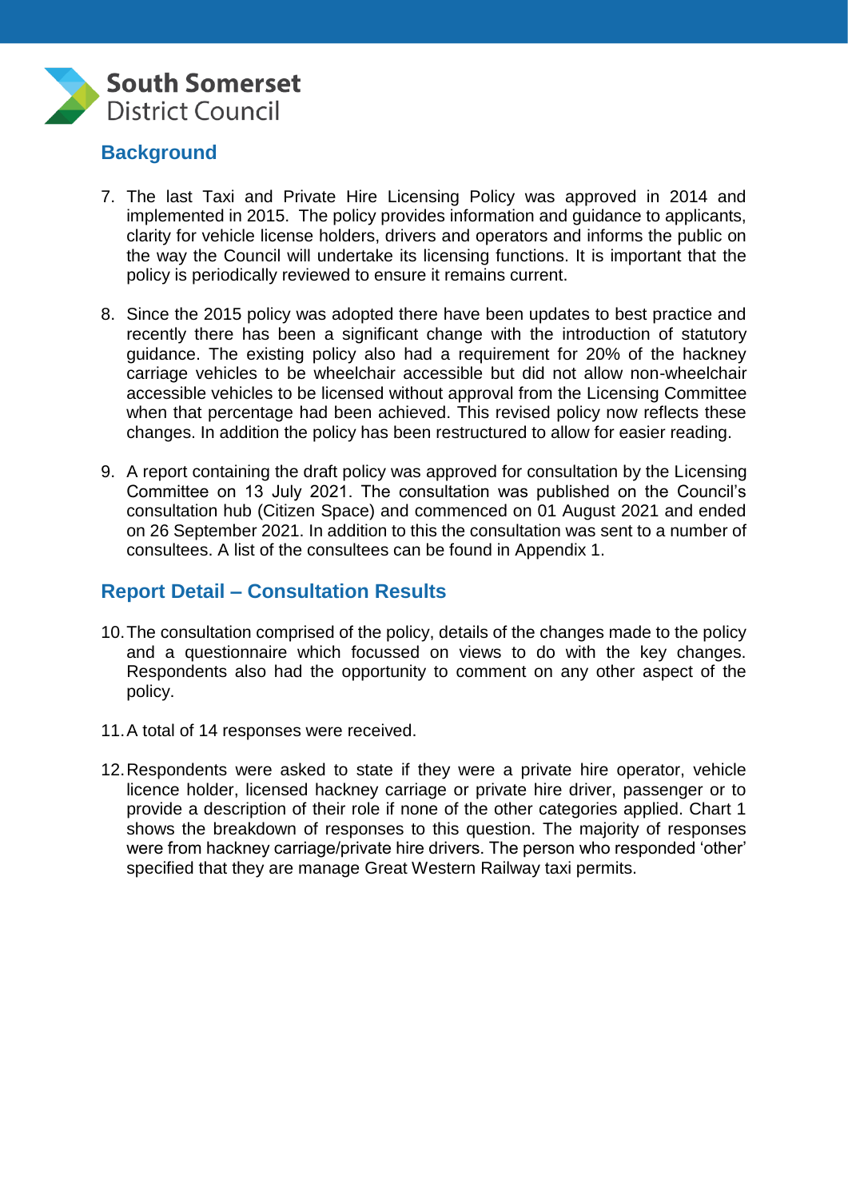## Background

7. The last Taxi and Private Hire Licensing Policy was approved in 2014 and implemented in 2015. The policy provides information and guidance to applicants, clarity for vehicle license holders, drivers and operators and informs the public on the way the Council will undertake its licensing functions. It is important that the policy is periodically reviewed to ensure it remains current.

8. Since the 2015 policy was adopted there have been updates to best practice and recently there has been a significant change with the introduction of statutory guidance. The existing policy also had a requirement for 20% of the hackney carriage vehicles to be wheelchair accessible but did not allow non-wheelchair accessible vehicles to be licensed without approval from the Licensing Committee when that percentage had been achieved. This revised policy now reflects these changes. In addition the policy has been restructured to allow for easier reading.

9. A report containing the draft policy was approved for consultation by the Licensing Committee on 13 July 2021. The consultation was published on the Council's consultation hub (Citizen Space) and commenced on 01 August 2021 and ended on 26 September 2021. In addition to this the consultation was sent to a number of consultees. A list of the consultees can be found in Appendix 1.

## Report Detail – Consultation Results

10. The consultation comprised of the policy, details of the changes made to the policy and a questionnaire which focussed on views to do with the key changes. Respondents also had the opportunity to comment on any other aspect of the policy.

11. A total of 14 responses were received.

12. Respondents were asked to state if they were a private hire operator, vehicle licence holder, licensed hackney carriage or private hire driver, passenger or to provide a description of their role if none of the other categories applied. Chart 1 shows the breakdown of responses to this question. The majority of responses were from hackney carriage/private hire drivers. The person who responded 'other' specified that they are manage Great Western Railway taxi permits.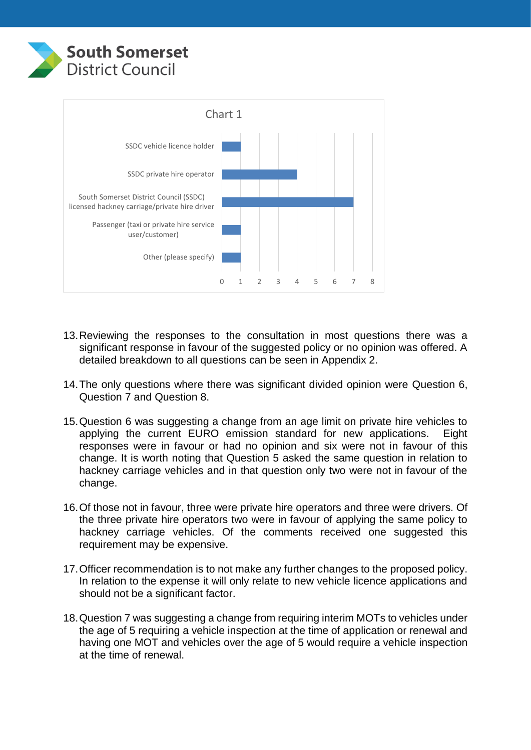**Chart 1**

| Category | Responses |
| --- | --- |
| SSDC vehicle licence holder | 1 |
| SSDC private hire operator | 4 |
| South Somerset District Council (SSDC) licensed hackney carriage/private hire driver | 7 |
| Passenger (taxi or private hire service user/customer) | 1 |
| Other (please specify) | 1 |

13. Reviewing the responses to the consultation in most questions there was a significant response in favour of the suggested policy or no opinion was offered. A detailed breakdown to all questions can be seen in Appendix 2.

14. The only questions where there was significant divided opinion were Question 6, Question 7 and Question 8.

15. Question 6 was suggesting a change from an age limit on private hire vehicles to applying the current EURO emission standard for new applications. Eight responses were in favour or had no opinion and six were not in favour of this change. It is worth noting that Question 5 asked the same question in relation to hackney carriage vehicles and in that question only two were not in favour of the change.

16. Of those not in favour, three were private hire operators and three were drivers. Of the three private hire operators two were in favour of applying the same policy to hackney carriage vehicles. Of the comments received one suggested this requirement may be expensive.

17. Officer recommendation is to not make any further changes to the proposed policy. In relation to the expense it will only relate to new vehicle licence applications and should not be a significant factor.

18. Question 7 was suggesting a change from requiring interim MOTs to vehicles under the age of 5 requiring a vehicle inspection at the time of application or renewal and having one MOT and vehicles over the age of 5 would require a vehicle inspection at the time of renewal.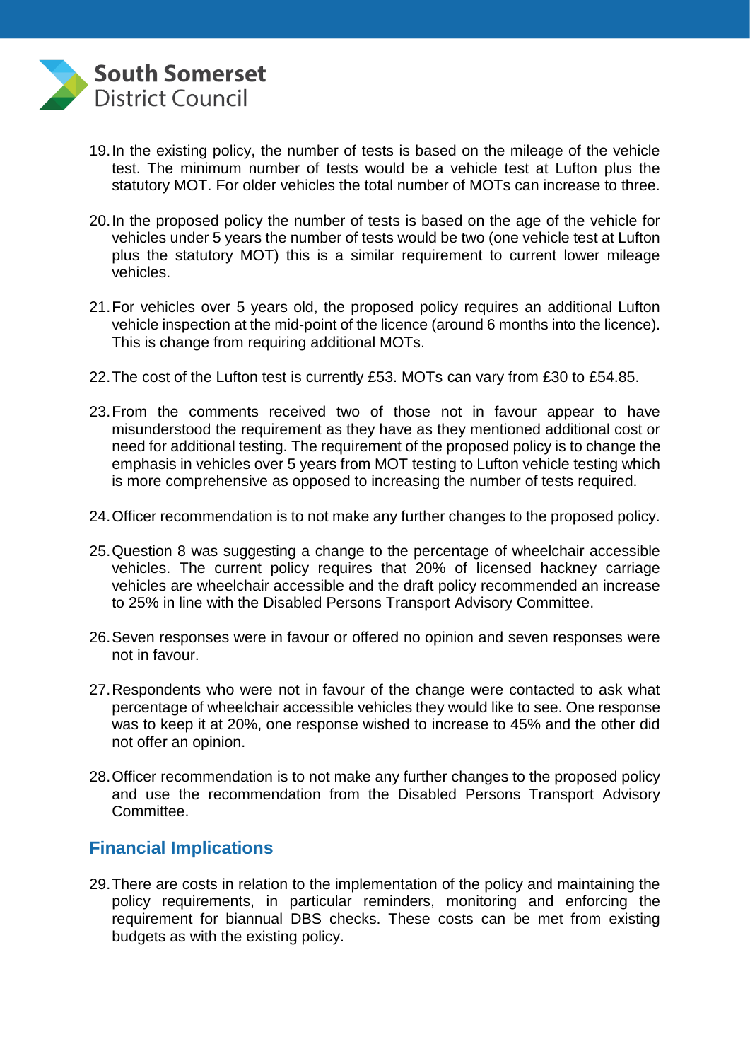19. In the existing policy, the number of tests is based on the mileage of the vehicle test. The minimum number of tests would be a vehicle test at Lufton plus the statutory MOT. For older vehicles the total number of MOTs can increase to three.

20. In the proposed policy the number of tests is based on the age of the vehicle for vehicles under 5 years the number of tests would be two (one vehicle test at Lufton plus the statutory MOT) this is a similar requirement to current lower mileage vehicles.

21. For vehicles over 5 years old, the proposed policy requires an additional Lufton vehicle inspection at the mid-point of the licence (around 6 months into the licence). This is change from requiring additional MOTs.

22. The cost of the Lufton test is currently £53. MOTs can vary from £30 to £54.85.

23. From the comments received two of those not in favour appear to have misunderstood the requirement as they have as they mentioned additional cost or need for additional testing. The requirement of the proposed policy is to change the emphasis in vehicles over 5 years from MOT testing to Lufton vehicle testing which is more comprehensive as opposed to increasing the number of tests required.

24. Officer recommendation is to not make any further changes to the proposed policy.

25. Question 8 was suggesting a change to the percentage of wheelchair accessible vehicles. The current policy requires that 20% of licensed hackney carriage vehicles are wheelchair accessible and the draft policy recommended an increase to 25% in line with the Disabled Persons Transport Advisory Committee.

26. Seven responses were in favour or offered no opinion and seven responses were not in favour.

27. Respondents who were not in favour of the change were contacted to ask what percentage of wheelchair accessible vehicles they would like to see. One response was to keep it at 20%, one response wished to increase to 45% and the other did not offer an opinion.

28. Officer recommendation is to not make any further changes to the proposed policy and use the recommendation from the Disabled Persons Transport Advisory Committee.

## Financial Implications

29. There are costs in relation to the implementation of the policy and maintaining the policy requirements, in particular reminders, monitoring and enforcing the requirement for biannual DBS checks. These costs can be met from existing budgets as with the existing policy.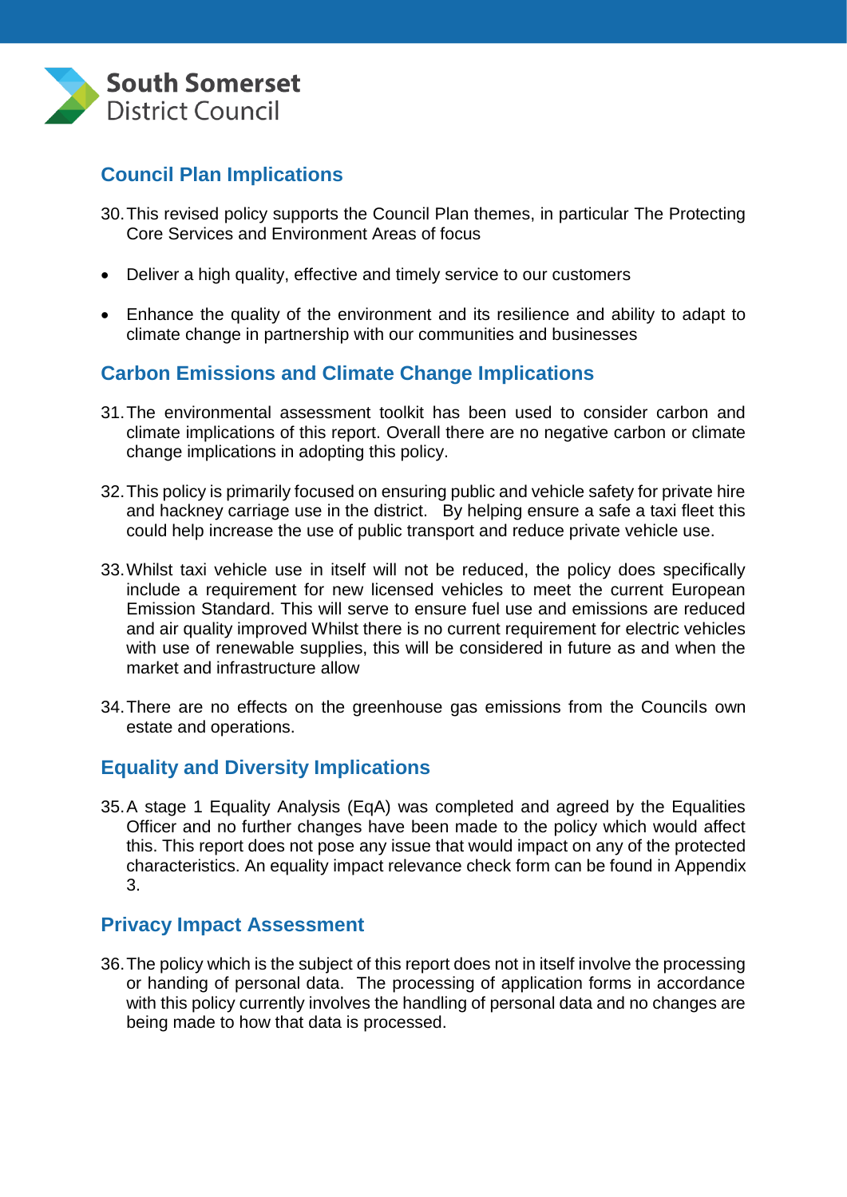## Council Plan Implications

30. This revised policy supports the Council Plan themes, in particular The Protecting Core Services and Environment Areas of focus

- Deliver a high quality, effective and timely service to our customers
- Enhance the quality of the environment and its resilience and ability to adapt to climate change in partnership with our communities and businesses

## Carbon Emissions and Climate Change Implications

31. The environmental assessment toolkit has been used to consider carbon and climate implications of this report. Overall there are no negative carbon or climate change implications in adopting this policy.

32. This policy is primarily focused on ensuring public and vehicle safety for private hire and hackney carriage use in the district. By helping ensure a safe a taxi fleet this could help increase the use of public transport and reduce private vehicle use.

33. Whilst taxi vehicle use in itself will not be reduced, the policy does specifically include a requirement for new licensed vehicles to meet the current European Emission Standard. This will serve to ensure fuel use and emissions are reduced and air quality improved Whilst there is no current requirement for electric vehicles with use of renewable supplies, this will be considered in future as and when the market and infrastructure allow

34. There are no effects on the greenhouse gas emissions from the Councils own estate and operations.

## Equality and Diversity Implications

35. A stage 1 Equality Analysis (EqA) was completed and agreed by the Equalities Officer and no further changes have been made to the policy which would affect this. This report does not pose any issue that would impact on any of the protected characteristics. An equality impact relevance check form can be found in Appendix 3.

## Privacy Impact Assessment

36. The policy which is the subject of this report does not in itself involve the processing or handing of personal data. The processing of application forms in accordance with this policy currently involves the handling of personal data and no changes are being made to how that data is processed.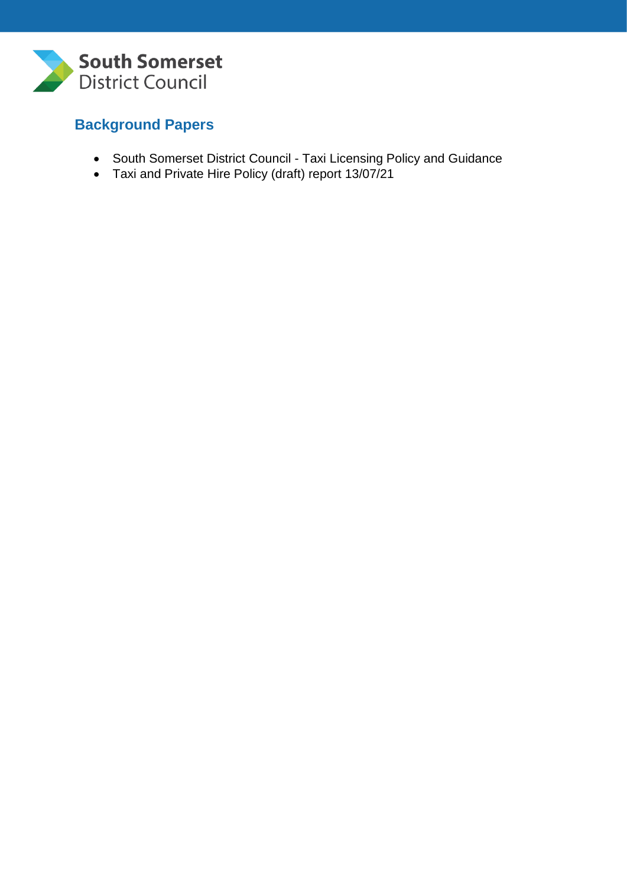## Background Papers

- South Somerset District Council - Taxi Licensing Policy and Guidance
- Taxi and Private Hire Policy (draft) report 13/07/21